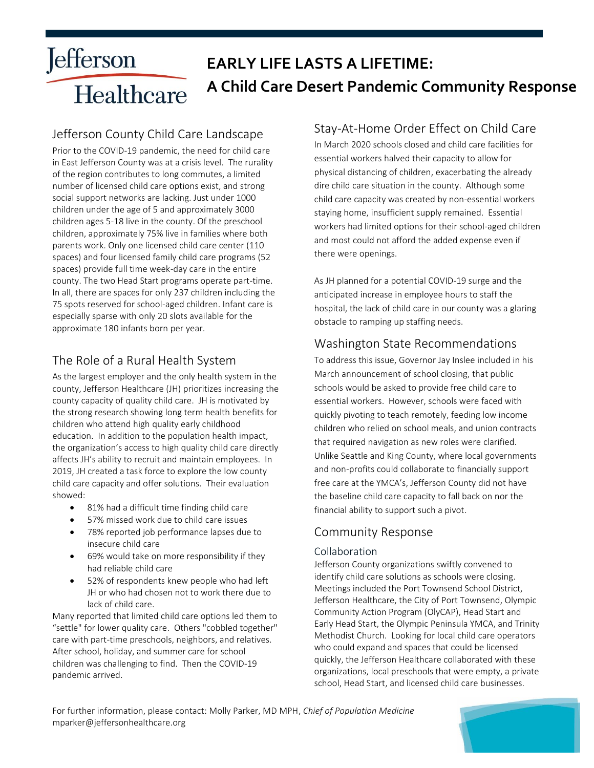# EARLY LIFE LASTS A LIFETIME: A Child Care Desert Pandemic Community Response

## Jefferson County Child Care Landscape

Prior to the COVID-19 pandemic, the need for child care in East Jefferson County was at a crisis level. The rurality of the region contributes to long commutes, a limited number of licensed child care options exist, and strong social support networks are lacking. Just under 1000 children under the age of 5 and approximately 3000 children ages 5-18 live in the county. Of the preschool children, approximately 75% live in families where both parents work. Only one licensed child care center (110 spaces) and four licensed family child care programs (52 spaces) provide full time week-day care in the entire county. The two Head Start programs operate part-time. In all, there are spaces for only 237 children including the 75 spots reserved for school-aged children. Infant care is especially sparse with only 20 slots available for the approximate 180 infants born per year.

## The Role of a Rural Health System

As the largest employer and the only health system in the county, Jefferson Healthcare (JH) prioritizes increasing the county capacity of quality child care. JH is motivated by the strong research showing long term health benefits for children who attend high quality early childhood education. In addition to the population health impact, the organization's access to high quality child care directly affects JH's ability to recruit and maintain employees. In 2019, JH created a task force to explore the low county child care capacity and offer solutions. Their evaluation showed:

- 81% had a difficult time finding child care
- 57% missed work due to child care issues
- 78% reported job performance lapses due to insecure child care
- 69% would take on more responsibility if they had reliable child care
- 52% of respondents knew people who had left JH or who had chosen not to work there due to lack of child care.

Many reported that limited child care options led them to "settle" for lower quality care. Others "cobbled together" care with part-time preschools, neighbors, and relatives. After school, holiday, and summer care for school children was challenging to find. Then the COVID-19 pandemic arrived.

## Stay-At-Home Order Effect on Child Care

In March 2020 schools closed and child care facilities for essential workers halved their capacity to allow for physical distancing of children, exacerbating the already dire child care situation in the county. Although some child care capacity was created by non-essential workers staying home, insufficient supply remained. Essential workers had limited options for their school-aged children and most could not afford the added expense even if there were openings.

As JH planned for a potential COVID-19 surge and the anticipated increase in employee hours to staff the hospital, the lack of child care in our county was a glaring obstacle to ramping up staffing needs.

## Washington State Recommendations

To address this issue, Governor Jay Inslee included in his March announcement of school closing, that public schools would be asked to provide free child care to essential workers. However, schools were faced with quickly pivoting to teach remotely, feeding low income children who relied on school meals, and union contracts that required navigation as new roles were clarified. Unlike Seattle and King County, where local governments and non-profits could collaborate to financially support free care at the YMCA's, Jefferson County did not have the baseline child care capacity to fall back on nor the financial ability to support such a pivot.

## Community Response

### Collaboration

Jefferson County organizations swiftly convened to identify child care solutions as schools were closing. Meetings included the Port Townsend School District, Jefferson Healthcare, the City of Port Townsend, Olympic Community Action Program (OlyCAP), Head Start and Early Head Start, the Olympic Peninsula YMCA, and Trinity Methodist Church. Looking for local child care operators who could expand and spaces that could be licensed quickly, the Jefferson Healthcare collaborated with these organizations, local preschools that were empty, a private school, Head Start, and licensed child care businesses.

For further information, please contact: Molly Parker, MD MPH, *Chief of Population Medicine*
mparker@jeffersonhealthcare.org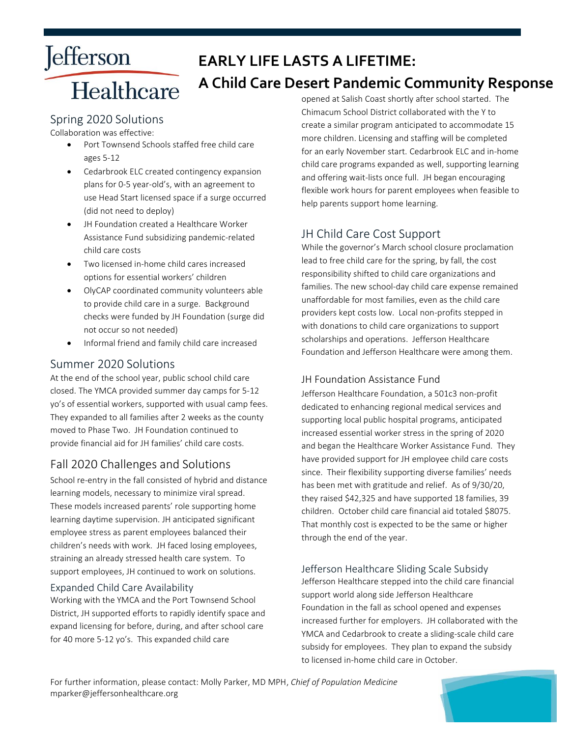Jefferson Healthcare

# EARLY LIFE LASTS A LIFETIME:
# A Child Care Desert Pandemic Community Response

## Spring 2020 Solutions

Collaboration was effective:

- Port Townsend Schools staffed free child care ages 5-12
- Cedarbrook ELC created contingency expansion plans for 0-5 year-old's, with an agreement to use Head Start licensed space if a surge occurred (did not need to deploy)
- JH Foundation created a Healthcare Worker Assistance Fund subsidizing pandemic-related child care costs
- Two licensed in-home child cares increased options for essential workers' children
- OlyCAP coordinated community volunteers able to provide child care in a surge. Background checks were funded by JH Foundation (surge did not occur so not needed)
- Informal friend and family child care increased

## Summer 2020 Solutions

At the end of the school year, public school child care closed. The YMCA provided summer day camps for 5-12 yo's of essential workers, supported with usual camp fees. They expanded to all families after 2 weeks as the county moved to Phase Two. JH Foundation continued to provide financial aid for JH families' child care costs.

## Fall 2020 Challenges and Solutions

School re-entry in the fall consisted of hybrid and distance learning models, necessary to minimize viral spread. These models increased parents' role supporting home learning daytime supervision. JH anticipated significant employee stress as parent employees balanced their children's needs with work. JH faced losing employees, straining an already stressed health care system. To support employees, JH continued to work on solutions.

### Expanded Child Care Availability

Working with the YMCA and the Port Townsend School District, JH supported efforts to rapidly identify space and expand licensing for before, during, and after school care for 40 more 5-12 yo's. This expanded child care opened at Salish Coast shortly after school started. The Chimacum School District collaborated with the Y to create a similar program anticipated to accommodate 15 more children. Licensing and staffing will be completed for an early November start. Cedarbrook ELC and in-home child care programs expanded as well, supporting learning and offering wait-lists once full. JH began encouraging flexible work hours for parent employees when feasible to help parents support home learning.

## JH Child Care Cost Support

While the governor's March school closure proclamation lead to free child care for the spring, by fall, the cost responsibility shifted to child care organizations and families. The new school-day child care expense remained unaffordable for most families, even as the child care providers kept costs low. Local non-profits stepped in with donations to child care organizations to support scholarships and operations. Jefferson Healthcare Foundation and Jefferson Healthcare were among them.

### JH Foundation Assistance Fund

Jefferson Healthcare Foundation, a 501c3 non-profit dedicated to enhancing regional medical services and supporting local public hospital programs, anticipated increased essential worker stress in the spring of 2020 and began the Healthcare Worker Assistance Fund. They have provided support for JH employee child care costs since. Their flexibility supporting diverse families' needs has been met with gratitude and relief. As of 9/30/20, they raised $42,325 and have supported 18 families, 39 children. October child care financial aid totaled $8075. That monthly cost is expected to be the same or higher through the end of the year.

### Jefferson Healthcare Sliding Scale Subsidy

Jefferson Healthcare stepped into the child care financial support world along side Jefferson Healthcare Foundation in the fall as school opened and expenses increased further for employers. JH collaborated with the YMCA and Cedarbrook to create a sliding-scale child care subsidy for employees. They plan to expand the subsidy to licensed in-home child care in October.

For further information, please contact: Molly Parker, MD MPH, *Chief of Population Medicine*
mparker@jeffersonhealthcare.org